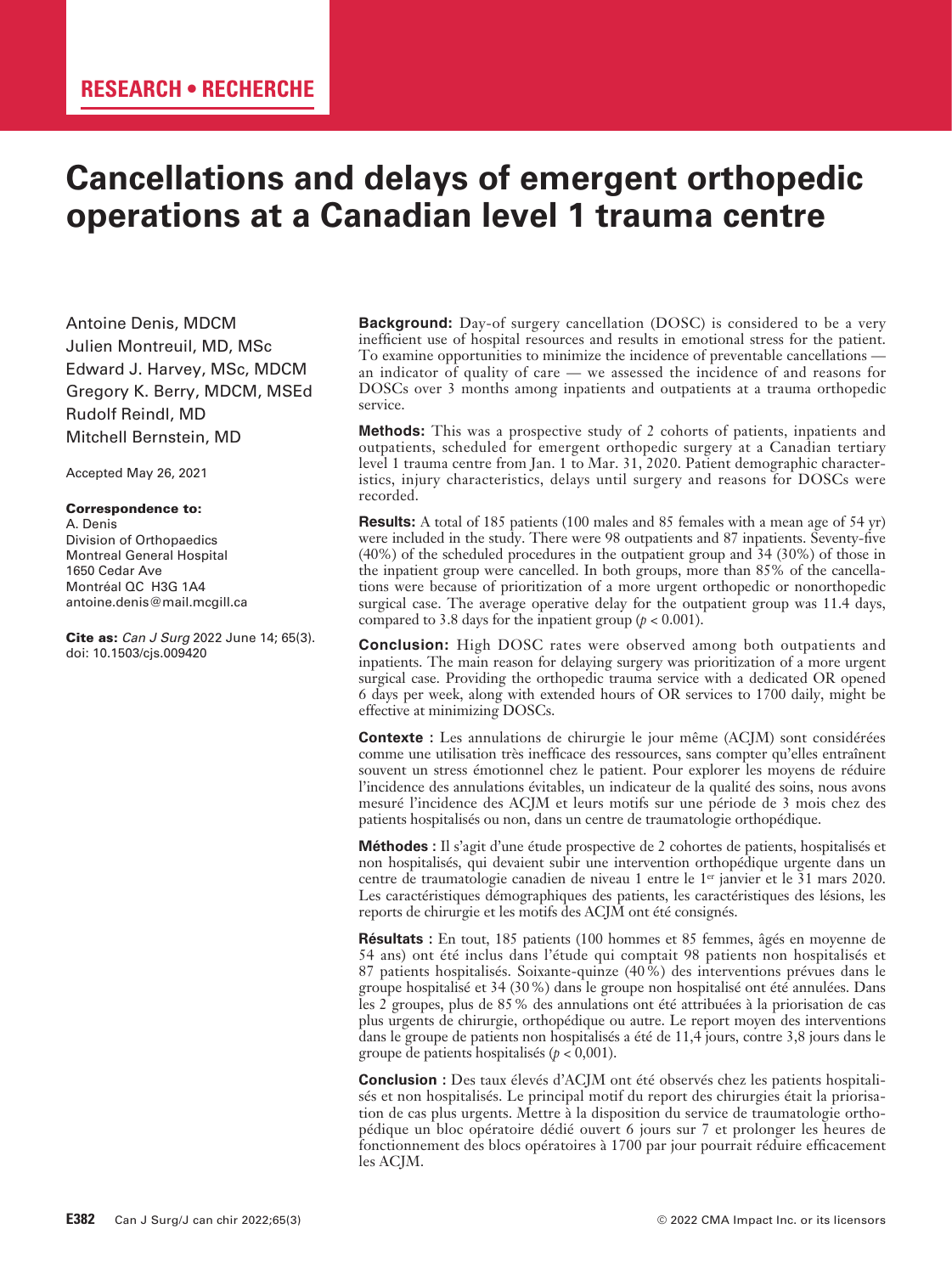RESEARCH • RECHERCHE

# Cancellations and delays of emergent orthopedic operations at a Canadian level 1 trauma centre

Antoine Denis, MDCM
Julien Montreuil, MD, MSc
Edward J. Harvey, MSc, MDCM
Gregory K. Berry, MDCM, MSEd
Rudolf Reindl, MD
Mitchell Bernstein, MD

Accepted May 26, 2021

**Correspondence to:**
A. Denis
Division of Orthopaedics
Montreal General Hospital
1650 Cedar Ave
Montréal QC H3G 1A4
antoine.denis@mail.mcgill.ca

**Cite as:** *Can J Surg* 2022 June 14; 65(3). doi: 10.1503/cjs.009420

**Background:** Day-of surgery cancellation (DOSC) is considered to be a very inefficient use of hospital resources and results in emotional stress for the patient. To examine opportunities to minimize the incidence of preventable cancellations — an indicator of quality of care — we assessed the incidence of and reasons for DOSCs over 3 months among inpatients and outpatients at a trauma orthopedic service.

**Methods:** This was a prospective study of 2 cohorts of patients, inpatients and outpatients, scheduled for emergent orthopedic surgery at a Canadian tertiary level 1 trauma centre from Jan. 1 to Mar. 31, 2020. Patient demographic characteristics, injury characteristics, delays until surgery and reasons for DOSCs were recorded.

**Results:** A total of 185 patients (100 males and 85 females with a mean age of 54 yr) were included in the study. There were 98 outpatients and 87 inpatients. Seventy-five (40%) of the scheduled procedures in the outpatient group and 34 (30%) of those in the inpatient group were cancelled. In both groups, more than 85% of the cancellations were because of prioritization of a more urgent orthopedic or nonorthopedic surgical case. The average operative delay for the outpatient group was 11.4 days, compared to 3.8 days for the inpatient group ($p < 0.001$).

**Conclusion:** High DOSC rates were observed among both outpatients and inpatients. The main reason for delaying surgery was prioritization of a more urgent surgical case. Providing the orthopedic trauma service with a dedicated OR opened 6 days per week, along with extended hours of OR services to 1700 daily, might be effective at minimizing DOSCs.

**Contexte :** Les annulations de chirurgie le jour même (ACJM) sont considérées comme une utilisation très inefficace des ressources, sans compter qu'elles entraînent souvent un stress émotionnel chez le patient. Pour explorer les moyens de réduire l'incidence des annulations évitables, un indicateur de la qualité des soins, nous avons mesuré l'incidence des ACJM et leurs motifs sur une période de 3 mois chez des patients hospitalisés ou non, dans un centre de traumatologie orthopédique.

**Méthodes :** Il s'agit d'une étude prospective de 2 cohortes de patients, hospitalisés et non hospitalisés, qui devaient subir une intervention orthopédique urgente dans un centre de traumatologie canadien de niveau 1 entre le 1er janvier et le 31 mars 2020. Les caractéristiques démographiques des patients, les caractéristiques des lésions, les reports de chirurgie et les motifs des ACJM ont été consignés.

**Résultats :** En tout, 185 patients (100 hommes et 85 femmes, âgés en moyenne de 54 ans) ont été inclus dans l'étude qui comptait 98 patients non hospitalisés et 87 patients hospitalisés. Soixante-quinze (40 %) des interventions prévues dans le groupe hospitalisé et 34 (30 %) dans le groupe non hospitalisé ont été annulées. Dans les 2 groupes, plus de 85 % des annulations ont été attribuées à la priorisation de cas plus urgents de chirurgie, orthopédique ou autre. Le report moyen des interventions dans le groupe de patients non hospitalisés a été de 11,4 jours, contre 3,8 jours dans le groupe de patients hospitalisés ($p < 0{,}001$).

**Conclusion :** Des taux élevés d'ACJM ont été observés chez les patients hospitalisés et non hospitalisés. Le principal motif du report des chirurgies était la priorisation de cas plus urgents. Mettre à la disposition du service de traumatologie orthopédique un bloc opératoire dédié ouvert 6 jours sur 7 et prolonger les heures de fonctionnement des blocs opératoires à 1700 par jour pourrait réduire efficacement les ACJM.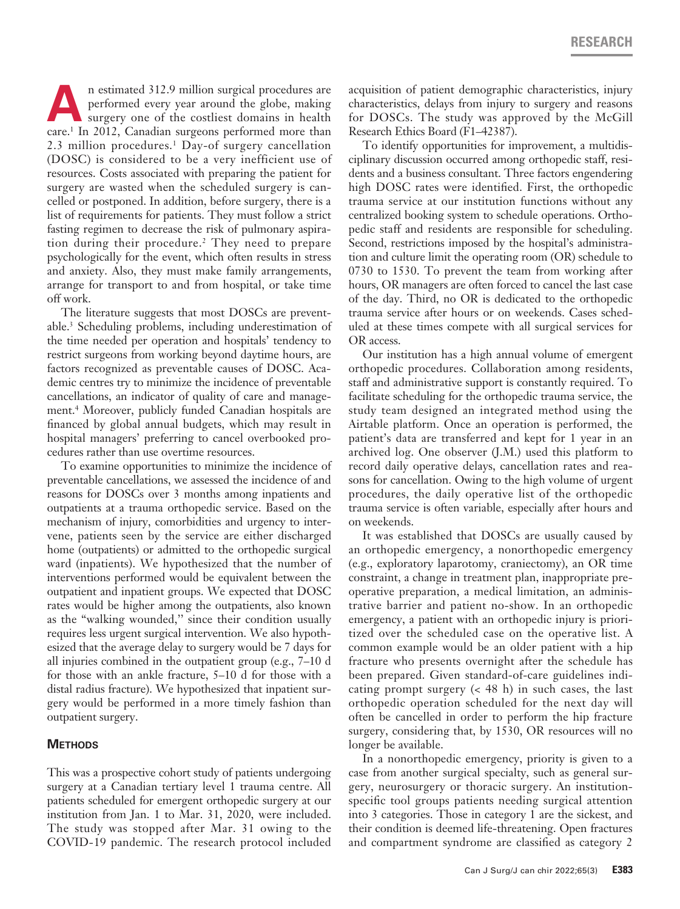An estimated 312.9 million surgical procedures are performed every year around the globe, making surgery one of the costliest domains in health care.[1] In 2012, Canadian surgeons performed more than 2.3 million procedures.[1] Day-of surgery cancellation (DOSC) is considered to be a very inefficient use of resources. Costs associated with preparing the patient for surgery are wasted when the scheduled surgery is cancelled or postponed. In addition, before surgery, there is a list of requirements for patients. They must follow a strict fasting regimen to decrease the risk of pulmonary aspiration during their procedure.[2] They need to prepare psychologically for the event, which often results in stress and anxiety. Also, they must make family arrangements, arrange for transport to and from hospital, or take time off work.

The literature suggests that most DOSCs are preventable.[3] Scheduling problems, including underestimation of the time needed per operation and hospitals' tendency to restrict surgeons from working beyond daytime hours, are factors recognized as preventable causes of DOSC. Academic centres try to minimize the incidence of preventable cancellations, an indicator of quality of care and management.[4] Moreover, publicly funded Canadian hospitals are financed by global annual budgets, which may result in hospital managers' preferring to cancel overbooked procedures rather than use overtime resources.

To examine opportunities to minimize the incidence of preventable cancellations, we assessed the incidence of and reasons for DOSCs over 3 months among inpatients and outpatients at a trauma orthopedic service. Based on the mechanism of injury, comorbidities and urgency to intervene, patients seen by the service are either discharged home (outpatients) or admitted to the orthopedic surgical ward (inpatients). We hypothesized that the number of interventions performed would be equivalent between the outpatient and inpatient groups. We expected that DOSC rates would be higher among the outpatients, also known as the "walking wounded," since their condition usually requires less urgent surgical intervention. We also hypothesized that the average delay to surgery would be 7 days for all injuries combined in the outpatient group (e.g., 7–10 d for those with an ankle fracture, 5–10 d for those with a distal radius fracture). We hypothesized that inpatient surgery would be performed in a more timely fashion than outpatient surgery.

## Methods

This was a prospective cohort study of patients undergoing surgery at a Canadian tertiary level 1 trauma centre. All patients scheduled for emergent orthopedic surgery at our institution from Jan. 1 to Mar. 31, 2020, were included. The study was stopped after Mar. 31 owing to the COVID-19 pandemic. The research protocol included acquisition of patient demographic characteristics, injury characteristics, delays from injury to surgery and reasons for DOSCs. The study was approved by the McGill Research Ethics Board (F1–42387).

To identify opportunities for improvement, a multidisciplinary discussion occurred among orthopedic staff, residents and a business consultant. Three factors engendering high DOSC rates were identified. First, the orthopedic trauma service at our institution functions without any centralized booking system to schedule operations. Orthopedic staff and residents are responsible for scheduling. Second, restrictions imposed by the hospital's administration and culture limit the operating room (OR) schedule to 0730 to 1530. To prevent the team from working after hours, OR managers are often forced to cancel the last case of the day. Third, no OR is dedicated to the orthopedic trauma service after hours or on weekends. Cases scheduled at these times compete with all surgical services for OR access.

Our institution has a high annual volume of emergent orthopedic procedures. Collaboration among residents, staff and administrative support is constantly required. To facilitate scheduling for the orthopedic trauma service, the study team designed an integrated method using the Airtable platform. Once an operation is performed, the patient's data are transferred and kept for 1 year in an archived log. One observer (J.M.) used this platform to record daily operative delays, cancellation rates and reasons for cancellation. Owing to the high volume of urgent procedures, the daily operative list of the orthopedic trauma service is often variable, especially after hours and on weekends.

It was established that DOSCs are usually caused by an orthopedic emergency, a nonorthopedic emergency (e.g., exploratory laparotomy, craniectomy), an OR time constraint, a change in treatment plan, inappropriate preoperative preparation, a medical limitation, an administrative barrier and patient no-show. In an orthopedic emergency, a patient with an orthopedic injury is prioritized over the scheduled case on the operative list. A common example would be an older patient with a hip fracture who presents overnight after the schedule has been prepared. Given standard-of-care guidelines indicating prompt surgery (< 48 h) in such cases, the last orthopedic operation scheduled for the next day will often be cancelled in order to perform the hip fracture surgery, considering that, by 1530, OR resources will no longer be available.

In a nonorthopedic emergency, priority is given to a case from another surgical specialty, such as general surgery, neurosurgery or thoracic surgery. An institution-specific tool groups patients needing surgical attention into 3 categories. Those in category 1 are the sickest, and their condition is deemed life-threatening. Open fractures and compartment syndrome are classified as category 2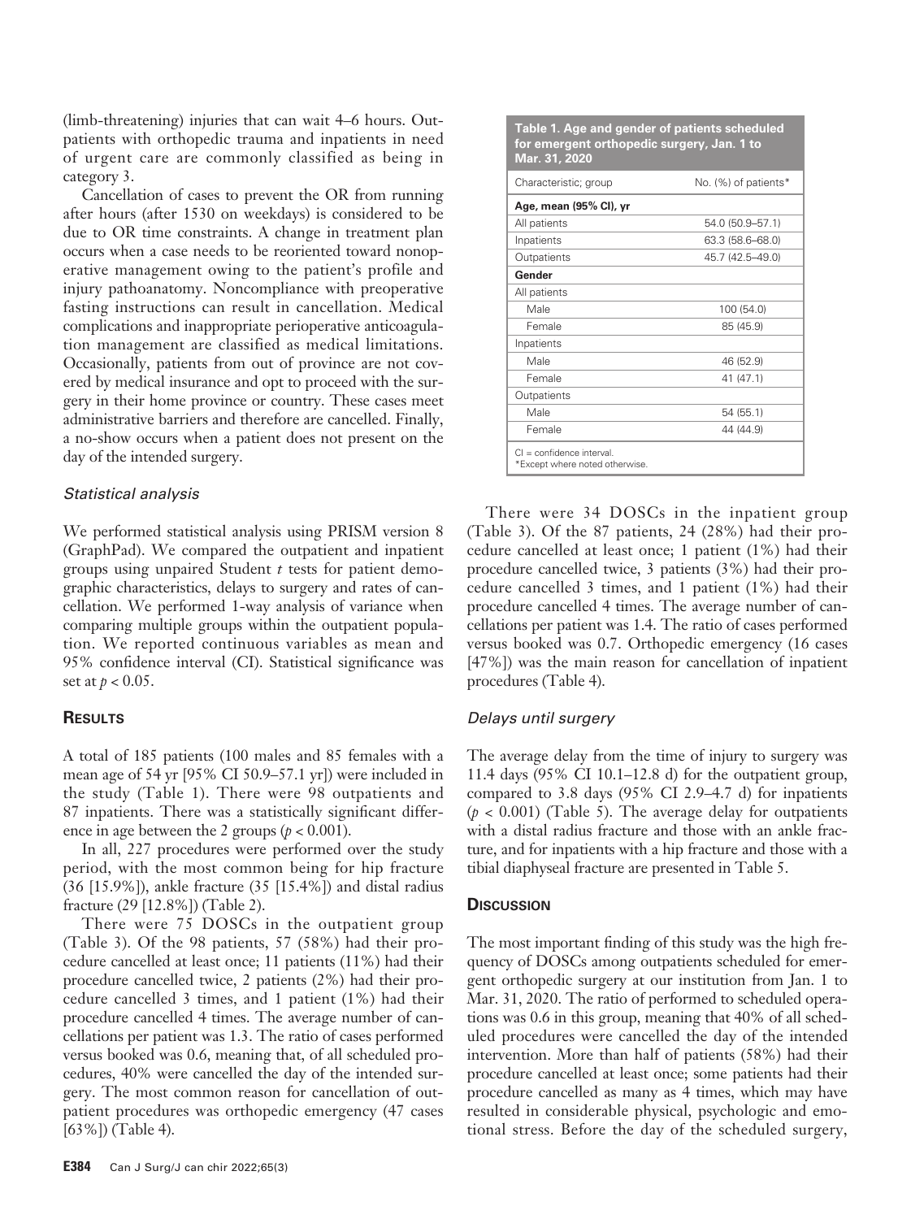(limb-threatening) injuries that can wait 4–6 hours. Outpatients with orthopedic trauma and inpatients in need of urgent care are commonly classified as being in category 3.

Cancellation of cases to prevent the OR from running after hours (after 1530 on weekdays) is considered to be due to OR time constraints. A change in treatment plan occurs when a case needs to be reoriented toward nonoperative management owing to the patient's profile and injury pathoanatomy. Noncompliance with preoperative fasting instructions can result in cancellation. Medical complications and inappropriate perioperative anticoagulation management are classified as medical limitations. Occasionally, patients from out of province are not covered by medical insurance and opt to proceed with the surgery in their home province or country. These cases meet administrative barriers and therefore are cancelled. Finally, a no-show occurs when a patient does not present on the day of the intended surgery.

### *Statistical analysis*

We performed statistical analysis using PRISM version 8 (GraphPad). We compared the outpatient and inpatient groups using unpaired Student *t* tests for patient demographic characteristics, delays to surgery and rates of cancellation. We performed 1-way analysis of variance when comparing multiple groups within the outpatient population. We reported continuous variables as mean and 95% confidence interval (CI). Statistical significance was set at $p < 0.05$.

## Results

A total of 185 patients (100 males and 85 females with a mean age of 54 yr [95% CI 50.9–57.1 yr]) were included in the study (Table 1). There were 98 outpatients and 87 inpatients. There was a statistically significant difference in age between the 2 groups ($p < 0.001$).

In all, 227 procedures were performed over the study period, with the most common being for hip fracture (36 [15.9%]), ankle fracture (35 [15.4%]) and distal radius fracture (29 [12.8%]) (Table 2).

There were 75 DOSCs in the outpatient group (Table 3). Of the 98 patients, 57 (58%) had their procedure cancelled at least once; 11 patients (11%) had their procedure cancelled twice, 2 patients (2%) had their procedure cancelled 3 times, and 1 patient (1%) had their procedure cancelled 4 times. The average number of cancellations per patient was 1.3. The ratio of cases performed versus booked was 0.6, meaning that, of all scheduled procedures, 40% were cancelled the day of the intended surgery. The most common reason for cancellation of outpatient procedures was orthopedic emergency (47 cases [63%]) (Table 4).

**Table 1. Age and gender of patients scheduled for emergent orthopedic surgery, Jan. 1 to Mar. 31, 2020**

| Characteristic; group | No. (%) of patients* |
|---|---|
| **Age, mean (95% CI), yr** | |
| All patients | 54.0 (50.9–57.1) |
| Inpatients | 63.3 (58.6–68.0) |
| Outpatients | 45.7 (42.5–49.0) |
| **Gender** | |
| All patients | |
| Male | 100 (54.0) |
| Female | 85 (45.9) |
| Inpatients | |
| Male | 46 (52.9) |
| Female | 41 (47.1) |
| Outpatients | |
| Male | 54 (55.1) |
| Female | 44 (44.9) |

CI = confidence interval.
*Except where noted otherwise.

There were 34 DOSCs in the inpatient group (Table 3). Of the 87 patients, 24 (28%) had their procedure cancelled at least once; 1 patient (1%) had their procedure cancelled twice, 3 patients (3%) had their procedure cancelled 3 times, and 1 patient (1%) had their procedure cancelled 4 times. The average number of cancellations per patient was 1.4. The ratio of cases performed versus booked was 0.7. Orthopedic emergency (16 cases [47%]) was the main reason for cancellation of inpatient procedures (Table 4).

### *Delays until surgery*

The average delay from the time of injury to surgery was 11.4 days (95% CI 10.1–12.8 d) for the outpatient group, compared to 3.8 days (95% CI 2.9–4.7 d) for inpatients ($p < 0.001$) (Table 5). The average delay for outpatients with a distal radius fracture and those with an ankle fracture, and for inpatients with a hip fracture and those with a tibial diaphyseal fracture are presented in Table 5.

## Discussion

The most important finding of this study was the high frequency of DOSCs among outpatients scheduled for emergent orthopedic surgery at our institution from Jan. 1 to Mar. 31, 2020. The ratio of performed to scheduled operations was 0.6 in this group, meaning that 40% of all scheduled procedures were cancelled the day of the intended intervention. More than half of patients (58%) had their procedure cancelled at least once; some patients had their procedure cancelled as many as 4 times, which may have resulted in considerable physical, psychologic and emotional stress. Before the day of the scheduled surgery,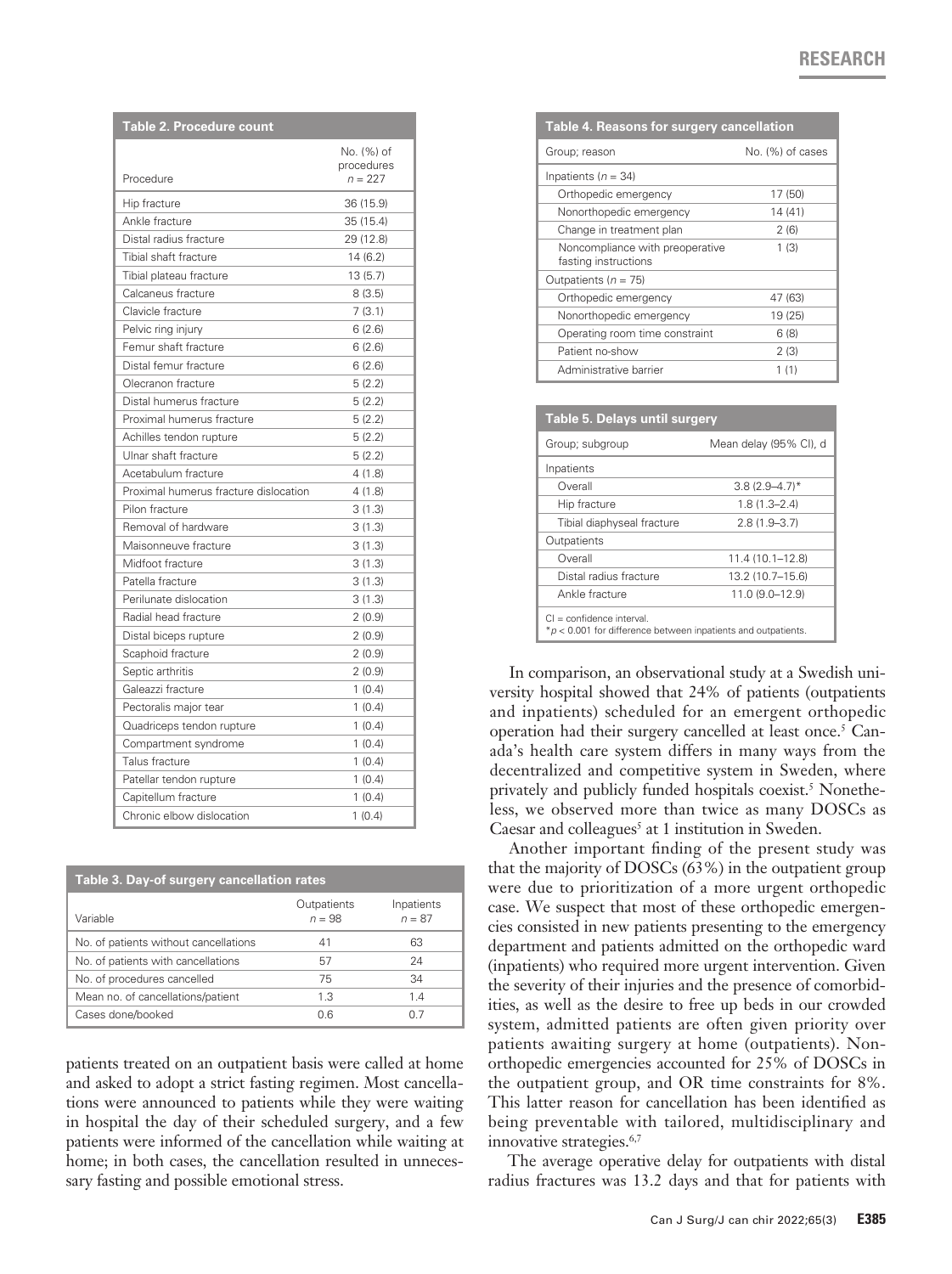**Table 2. Procedure count**

| Procedure | No. (%) of procedures $n = 227$ |
|---|---|
| Hip fracture | 36 (15.9) |
| Ankle fracture | 35 (15.4) |
| Distal radius fracture | 29 (12.8) |
| Tibial shaft fracture | 14 (6.2) |
| Tibial plateau fracture | 13 (5.7) |
| Calcaneus fracture | 8 (3.5) |
| Clavicle fracture | 7 (3.1) |
| Pelvic ring injury | 6 (2.6) |
| Femur shaft fracture | 6 (2.6) |
| Distal femur fracture | 6 (2.6) |
| Olecranon fracture | 5 (2.2) |
| Distal humerus fracture | 5 (2.2) |
| Proximal humerus fracture | 5 (2.2) |
| Achilles tendon rupture | 5 (2.2) |
| Ulnar shaft fracture | 5 (2.2) |
| Acetabulum fracture | 4 (1.8) |
| Proximal humerus fracture dislocation | 4 (1.8) |
| Pilon fracture | 3 (1.3) |
| Removal of hardware | 3 (1.3) |
| Maisonneuve fracture | 3 (1.3) |
| Midfoot fracture | 3 (1.3) |
| Patella fracture | 3 (1.3) |
| Perilunate dislocation | 3 (1.3) |
| Radial head fracture | 2 (0.9) |
| Distal biceps rupture | 2 (0.9) |
| Scaphoid fracture | 2 (0.9) |
| Septic arthritis | 2 (0.9) |
| Galeazzi fracture | 1 (0.4) |
| Pectoralis major tear | 1 (0.4) |
| Quadriceps tendon rupture | 1 (0.4) |
| Compartment syndrome | 1 (0.4) |
| Talus fracture | 1 (0.4) |
| Patellar tendon rupture | 1 (0.4) |
| Capitellum fracture | 1 (0.4) |
| Chronic elbow dislocation | 1 (0.4) |

**Table 3. Day-of surgery cancellation rates**

| Variable | Outpatients $n = 98$ | Inpatients $n = 87$ |
|---|---|---|
| No. of patients without cancellations | 41 | 63 |
| No. of patients with cancellations | 57 | 24 |
| No. of procedures cancelled | 75 | 34 |
| Mean no. of cancellations/patient | 1.3 | 1.4 |
| Cases done/booked | 0.6 | 0.7 |

patients treated on an outpatient basis were called at home and asked to adopt a strict fasting regimen. Most cancellations were announced to patients while they were waiting in hospital the day of their scheduled surgery, and a few patients were informed of the cancellation while waiting at home; in both cases, the cancellation resulted in unnecessary fasting and possible emotional stress.

**Table 4. Reasons for surgery cancellation**

| Group; reason | No. (%) of cases |
|---|---|
| Inpatients ($n = 34$) | |
| Orthopedic emergency | 17 (50) |
| Nonorthopedic emergency | 14 (41) |
| Change in treatment plan | 2 (6) |
| Noncompliance with preoperative fasting instructions | 1 (3) |
| Outpatients ($n = 75$) | |
| Orthopedic emergency | 47 (63) |
| Nonorthopedic emergency | 19 (25) |
| Operating room time constraint | 6 (8) |
| Patient no-show | 2 (3) |
| Administrative barrier | 1 (1) |

**Table 5. Delays until surgery**

| Group; subgroup | Mean delay (95% CI), d |
|---|---|
| Inpatients | |
| Overall | 3.8 (2.9–4.7)* |
| Hip fracture | 1.8 (1.3–2.4) |
| Tibial diaphyseal fracture | 2.8 (1.9–3.7) |
| Outpatients | |
| Overall | 11.4 (10.1–12.8) |
| Distal radius fracture | 13.2 (10.7–15.6) |
| Ankle fracture | 11.0 (9.0–12.9) |

CI = confidence interval.
*$p < 0.001$ for difference between inpatients and outpatients.

In comparison, an observational study at a Swedish university hospital showed that 24% of patients (outpatients and inpatients) scheduled for an emergent orthopedic operation had their surgery cancelled at least once.[5] Canada's health care system differs in many ways from the decentralized and competitive system in Sweden, where privately and publicly funded hospitals coexist.[5] Nonetheless, we observed more than twice as many DOSCs as Caesar and colleagues[5] at 1 institution in Sweden.

Another important finding of the present study was that the majority of DOSCs (63%) in the outpatient group were due to prioritization of a more urgent orthopedic case. We suspect that most of these orthopedic emergencies consisted in new patients presenting to the emergency department and patients admitted on the orthopedic ward (inpatients) who required more urgent intervention. Given the severity of their injuries and the presence of comorbidities, as well as the desire to free up beds in our crowded system, admitted patients are often given priority over patients awaiting surgery at home (outpatients). Nonorthopedic emergencies accounted for 25% of DOSCs in the outpatient group, and OR time constraints for 8%. This latter reason for cancellation has been identified as being preventable with tailored, multidisciplinary and innovative strategies.[6,7]

The average operative delay for outpatients with distal radius fractures was 13.2 days and that for patients with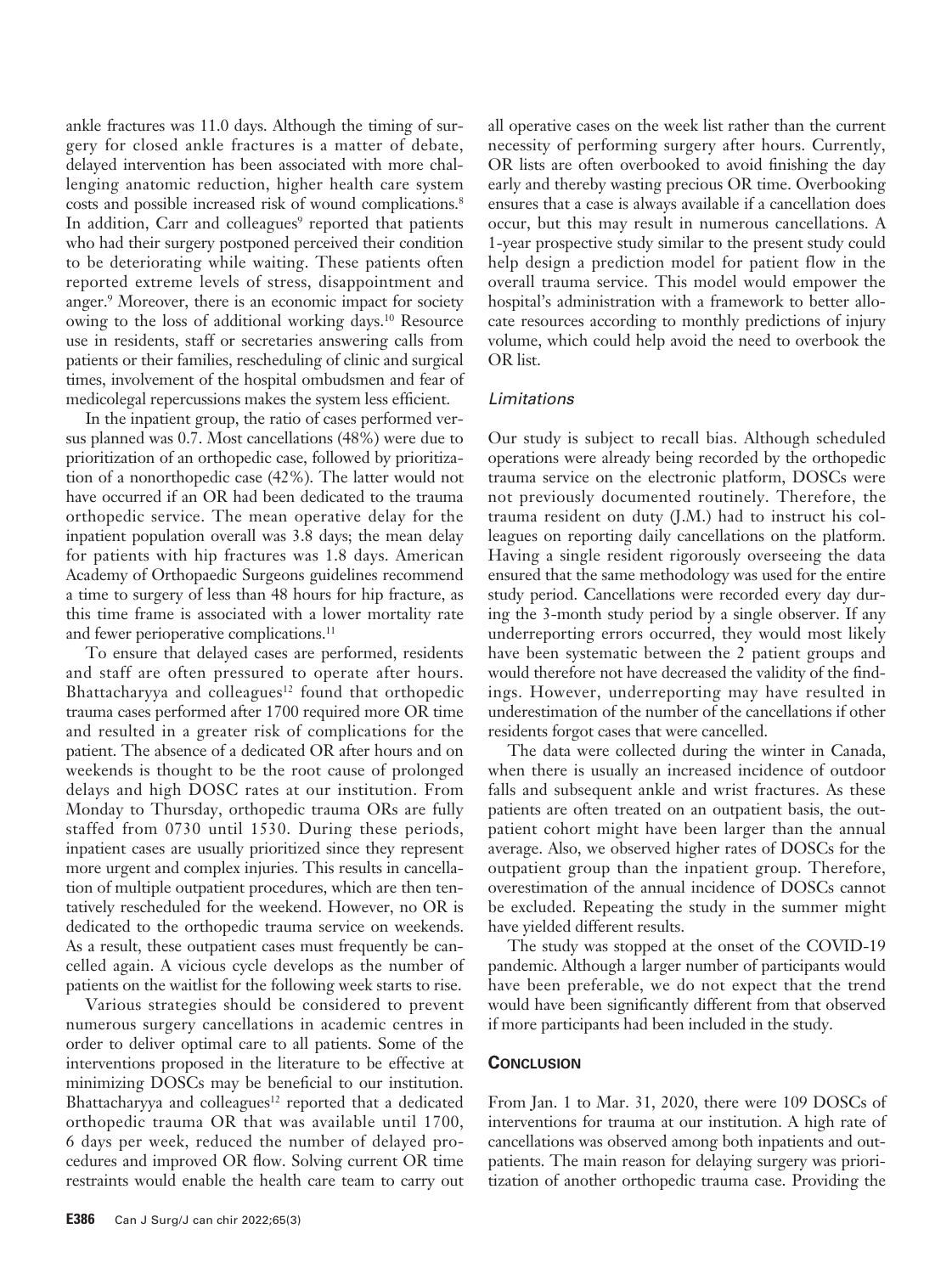ankle fractures was 11.0 days. Although the timing of surgery for closed ankle fractures is a matter of debate, delayed intervention has been associated with more challenging anatomic reduction, higher health care system costs and possible increased risk of wound complications.[8] In addition, Carr and colleagues[9] reported that patients who had their surgery postponed perceived their condition to be deteriorating while waiting. These patients often reported extreme levels of stress, disappointment and anger.[9] Moreover, there is an economic impact for society owing to the loss of additional working days.[10] Resource use in residents, staff or secretaries answering calls from patients or their families, rescheduling of clinic and surgical times, involvement of the hospital ombudsmen and fear of medicolegal repercussions makes the system less efficient.

In the inpatient group, the ratio of cases performed versus planned was 0.7. Most cancellations (48%) were due to prioritization of an orthopedic case, followed by prioritization of a nonorthopedic case (42%). The latter would not have occurred if an OR had been dedicated to the trauma orthopedic service. The mean operative delay for the inpatient population overall was 3.8 days; the mean delay for patients with hip fractures was 1.8 days. American Academy of Orthopaedic Surgeons guidelines recommend a time to surgery of less than 48 hours for hip fracture, as this time frame is associated with a lower mortality rate and fewer perioperative complications.[11]

To ensure that delayed cases are performed, residents and staff are often pressured to operate after hours. Bhattacharyya and colleagues[12] found that orthopedic trauma cases performed after 1700 required more OR time and resulted in a greater risk of complications for the patient. The absence of a dedicated OR after hours and on weekends is thought to be the root cause of prolonged delays and high DOSC rates at our institution. From Monday to Thursday, orthopedic trauma ORs are fully staffed from 0730 until 1530. During these periods, inpatient cases are usually prioritized since they represent more urgent and complex injuries. This results in cancellation of multiple outpatient procedures, which are then tentatively rescheduled for the weekend. However, no OR is dedicated to the orthopedic trauma service on weekends. As a result, these outpatient cases must frequently be cancelled again. A vicious cycle develops as the number of patients on the waitlist for the following week starts to rise.

Various strategies should be considered to prevent numerous surgery cancellations in academic centres in order to deliver optimal care to all patients. Some of the interventions proposed in the literature to be effective at minimizing DOSCs may be beneficial to our institution. Bhattacharyya and colleagues[12] reported that a dedicated orthopedic trauma OR that was available until 1700, 6 days per week, reduced the number of delayed procedures and improved OR flow. Solving current OR time restraints would enable the health care team to carry out all operative cases on the week list rather than the current necessity of performing surgery after hours. Currently, OR lists are often overbooked to avoid finishing the day early and thereby wasting precious OR time. Overbooking ensures that a case is always available if a cancellation does occur, but this may result in numerous cancellations. A 1-year prospective study similar to the present study could help design a prediction model for patient flow in the overall trauma service. This model would empower the hospital's administration with a framework to better allocate resources according to monthly predictions of injury volume, which could help avoid the need to overbook the OR list.

### *Limitations*

Our study is subject to recall bias. Although scheduled operations were already being recorded by the orthopedic trauma service on the electronic platform, DOSCs were not previously documented routinely. Therefore, the trauma resident on duty (J.M.) had to instruct his colleagues on reporting daily cancellations on the platform. Having a single resident rigorously overseeing the data ensured that the same methodology was used for the entire study period. Cancellations were recorded every day during the 3-month study period by a single observer. If any underreporting errors occurred, they would most likely have been systematic between the 2 patient groups and would therefore not have decreased the validity of the findings. However, underreporting may have resulted in underestimation of the number of the cancellations if other residents forgot cases that were cancelled.

The data were collected during the winter in Canada, when there is usually an increased incidence of outdoor falls and subsequent ankle and wrist fractures. As these patients are often treated on an outpatient basis, the outpatient cohort might have been larger than the annual average. Also, we observed higher rates of DOSCs for the outpatient group than the inpatient group. Therefore, overestimation of the annual incidence of DOSCs cannot be excluded. Repeating the study in the summer might have yielded different results.

The study was stopped at the onset of the COVID-19 pandemic. Although a larger number of participants would have been preferable, we do not expect that the trend would have been significantly different from that observed if more participants had been included in the study.

## Conclusion

From Jan. 1 to Mar. 31, 2020, there were 109 DOSCs of interventions for trauma at our institution. A high rate of cancellations was observed among both inpatients and outpatients. The main reason for delaying surgery was prioritization of another orthopedic trauma case. Providing the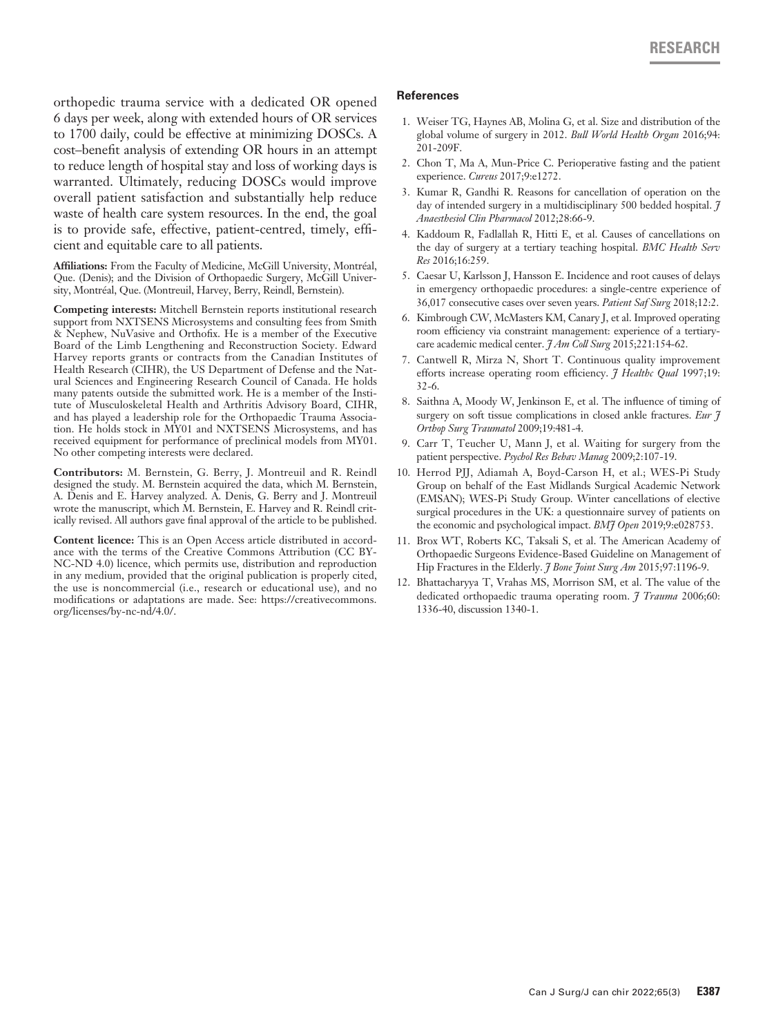orthopedic trauma service with a dedicated OR opened 6 days per week, along with extended hours of OR services to 1700 daily, could be effective at minimizing DOSCs. A cost–benefit analysis of extending OR hours in an attempt to reduce length of hospital stay and loss of working days is warranted. Ultimately, reducing DOSCs would improve overall patient satisfaction and substantially help reduce waste of health care system resources. In the end, the goal is to provide safe, effective, patient-centred, timely, efficient and equitable care to all patients.

**Affiliations:** From the Faculty of Medicine, McGill University, Montréal, Que. (Denis); and the Division of Orthopaedic Surgery, McGill University, Montréal, Que. (Montreuil, Harvey, Berry, Reindl, Bernstein).

**Competing interests:** Mitchell Bernstein reports institutional research support from NXTSENS Microsystems and consulting fees from Smith & Nephew, NuVasive and Orthofix. He is a member of the Executive Board of the Limb Lengthening and Reconstruction Society. Edward Harvey reports grants or contracts from the Canadian Institutes of Health Research (CIHR), the US Department of Defense and the Natural Sciences and Engineering Research Council of Canada. He holds many patents outside the submitted work. He is a member of the Institute of Musculoskeletal Health and Arthritis Advisory Board, CIHR, and has played a leadership role for the Orthopaedic Trauma Association. He holds stock in MY01 and NXTSENS Microsystems, and has received equipment for performance of preclinical models from MY01. No other competing interests were declared.

**Contributors:** M. Bernstein, G. Berry, J. Montreuil and R. Reindl designed the study. M. Bernstein acquired the data, which M. Bernstein, A. Denis and E. Harvey analyzed. A. Denis, G. Berry and J. Montreuil wrote the manuscript, which M. Bernstein, E. Harvey and R. Reindl critically revised. All authors gave final approval of the article to be published.

**Content licence:** This is an Open Access article distributed in accordance with the terms of the Creative Commons Attribution (CC BY-NC-ND 4.0) licence, which permits use, distribution and reproduction in any medium, provided that the original publication is properly cited, the use is noncommercial (i.e., research or educational use), and no modifications or adaptations are made. See: https://creativecommons.org/licenses/by-nc-nd/4.0/.

## References

1. Weiser TG, Haynes AB, Molina G, et al. Size and distribution of the global volume of surgery in 2012. *Bull World Health Organ* 2016;94: 201-209F.
2. Chon T, Ma A, Mun-Price C. Perioperative fasting and the patient experience. *Cureus* 2017;9:e1272.
3. Kumar R, Gandhi R. Reasons for cancellation of operation on the day of intended surgery in a multidisciplinary 500 bedded hospital. *J Anaesthesiol Clin Pharmacol* 2012;28:66-9.
4. Kaddoum R, Fadlallah R, Hitti E, et al. Causes of cancellations on the day of surgery at a tertiary teaching hospital. *BMC Health Serv Res* 2016;16:259.
5. Caesar U, Karlsson J, Hansson E. Incidence and root causes of delays in emergency orthopaedic procedures: a single-centre experience of 36,017 consecutive cases over seven years. *Patient Saf Surg* 2018;12:2.
6. Kimbrough CW, McMasters KM, Canary J, et al. Improved operating room efficiency via constraint management: experience of a tertiary-care academic medical center. *J Am Coll Surg* 2015;221:154-62.
7. Cantwell R, Mirza N, Short T. Continuous quality improvement efforts increase operating room efficiency. *J Healthc Qual* 1997;19: 32-6.
8. Saithna A, Moody W, Jenkinson E, et al. The influence of timing of surgery on soft tissue complications in closed ankle fractures. *Eur J Orthop Surg Traumatol* 2009;19:481-4.
9. Carr T, Teucher U, Mann J, et al. Waiting for surgery from the patient perspective. *Psychol Res Behav Manag* 2009;2:107-19.
10. Herrod PJJ, Adiamah A, Boyd-Carson H, et al.; WES-Pi Study Group on behalf of the East Midlands Surgical Academic Network (EMSAN); WES-Pi Study Group. Winter cancellations of elective surgical procedures in the UK: a questionnaire survey of patients on the economic and psychological impact. *BMJ Open* 2019;9:e028753.
11. Brox WT, Roberts KC, Taksali S, et al. The American Academy of Orthopaedic Surgeons Evidence-Based Guideline on Management of Hip Fractures in the Elderly. *J Bone Joint Surg Am* 2015;97:1196-9.
12. Bhattacharyya T, Vrahas MS, Morrison SM, et al. The value of the dedicated orthopaedic trauma operating room. *J Trauma* 2006;60: 1336-40, discussion 1340-1.